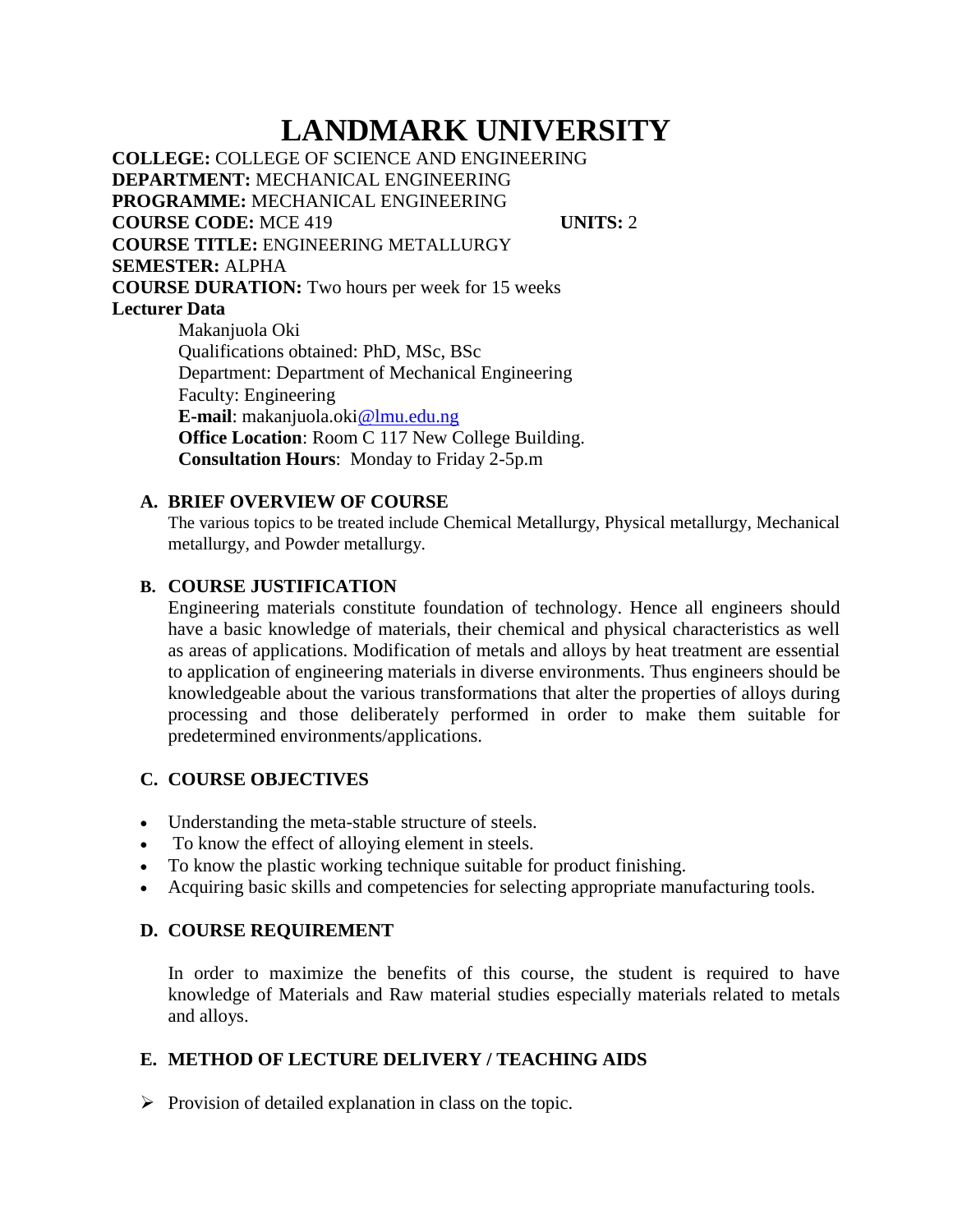# LANDMARK UNIVERSITY

**COLLEGE:** COLLEGE OF SCIENCE AND ENGINEERING
**DEPARTMENT:** MECHANICAL ENGINEERING
**PROGRAMME:** MECHANICAL ENGINEERING
**COURSE CODE:** MCE 419 **UNITS:** 2
**COURSE TITLE:** ENGINEERING METALLURGY
**SEMESTER:** ALPHA
**COURSE DURATION:** Two hours per week for 15 weeks
**Lecturer Data**

Makanjuola Oki
Qualifications obtained: PhD, MSc, BSc
Department: Department of Mechanical Engineering
Faculty: Engineering
**E-mail**: makanjuola.oki@lmu.edu.ng
**Office Location**: Room C 117 New College Building.
**Consultation Hours**: Monday to Friday 2-5p.m

## A. BRIEF OVERVIEW OF COURSE

The various topics to be treated include Chemical Metallurgy, Physical metallurgy, Mechanical metallurgy, and Powder metallurgy.

## B. COURSE JUSTIFICATION

Engineering materials constitute foundation of technology. Hence all engineers should have a basic knowledge of materials, their chemical and physical characteristics as well as areas of applications. Modification of metals and alloys by heat treatment are essential to application of engineering materials in diverse environments. Thus engineers should be knowledgeable about the various transformations that alter the properties of alloys during processing and those deliberately performed in order to make them suitable for predetermined environments/applications.

## C. COURSE OBJECTIVES

- Understanding the meta-stable structure of steels.
- To know the effect of alloying element in steels.
- To know the plastic working technique suitable for product finishing.
- Acquiring basic skills and competencies for selecting appropriate manufacturing tools.

## D. COURSE REQUIREMENT

In order to maximize the benefits of this course, the student is required to have knowledge of Materials and Raw material studies especially materials related to metals and alloys.

## E. METHOD OF LECTURE DELIVERY / TEACHING AIDS

- Provision of detailed explanation in class on the topic.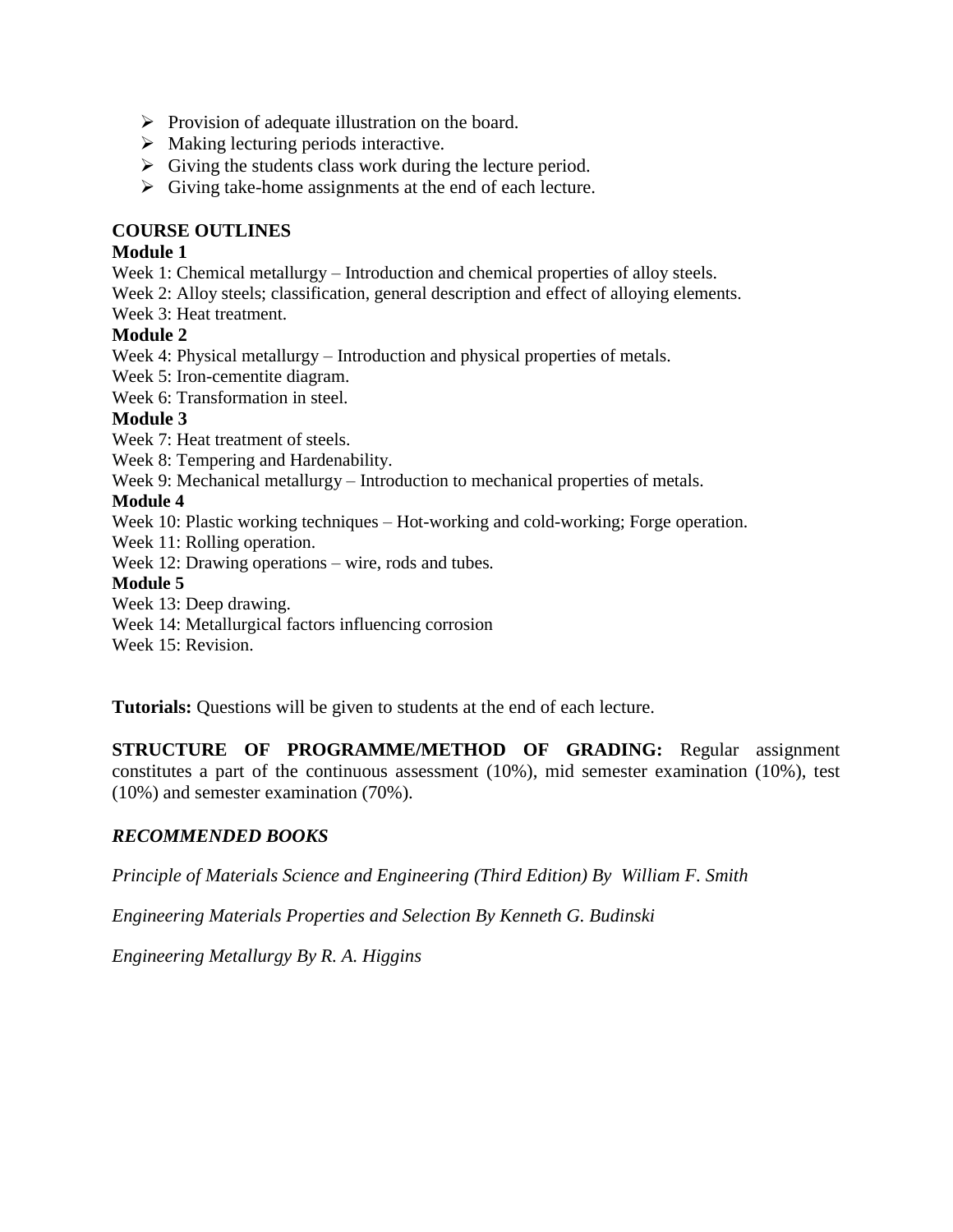- Provision of adequate illustration on the board.
- Making lecturing periods interactive.
- Giving the students class work during the lecture period.
- Giving take-home assignments at the end of each lecture.

**COURSE OUTLINES**

**Module 1**

Week 1: Chemical metallurgy – Introduction and chemical properties of alloy steels.
Week 2: Alloy steels; classification, general description and effect of alloying elements.
Week 3: Heat treatment.

**Module 2**

Week 4: Physical metallurgy – Introduction and physical properties of metals.
Week 5: Iron-cementite diagram.
Week 6: Transformation in steel.

**Module 3**

Week 7: Heat treatment of steels.
Week 8: Tempering and Hardenability.
Week 9: Mechanical metallurgy – Introduction to mechanical properties of metals.

**Module 4**

Week 10: Plastic working techniques – Hot-working and cold-working; Forge operation.
Week 11: Rolling operation.
Week 12: Drawing operations – wire, rods and tubes.

**Module 5**

Week 13: Deep drawing.
Week 14: Metallurgical factors influencing corrosion
Week 15: Revision.

**Tutorials:** Questions will be given to students at the end of each lecture.

**STRUCTURE OF PROGRAMME/METHOD OF GRADING:** Regular assignment constitutes a part of the continuous assessment (10%), mid semester examination (10%), test (10%) and semester examination (70%).

***RECOMMENDED BOOKS***

*Principle of Materials Science and Engineering (Third Edition) By William F. Smith*

*Engineering Materials Properties and Selection By Kenneth G. Budinski*

*Engineering Metallurgy By R. A. Higgins*